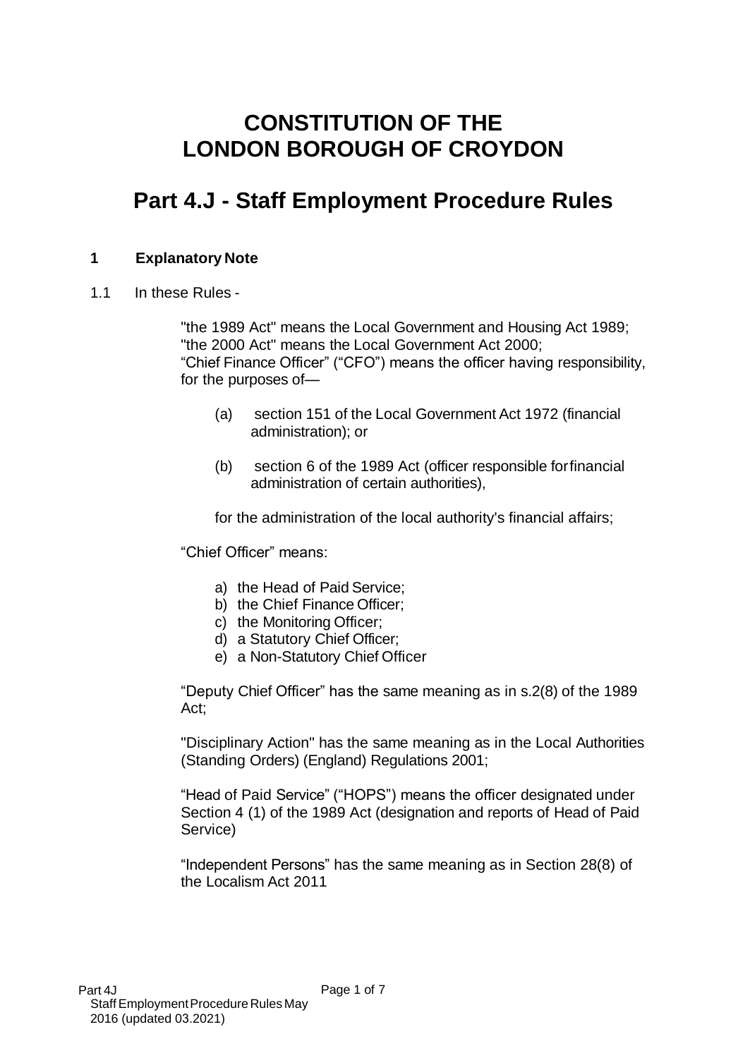# CONSTITUTION OF THE LONDON BOROUGH OF CROYDON

# Part 4.J - Staff Employment Procedure Rules

## 1 Explanatory Note

1.1 In these Rules -

"the 1989 Act" means the Local Government and Housing Act 1989;
"the 2000 Act" means the Local Government Act 2000;
"Chief Finance Officer" ("CFO") means the officer having responsibility, for the purposes of—

(a) section 151 of the Local Government Act 1972 (financial administration); or

(b) section 6 of the 1989 Act (officer responsible for financial administration of certain authorities),

for the administration of the local authority's financial affairs;

"Chief Officer" means:

a) the Head of Paid Service;
b) the Chief Finance Officer;
c) the Monitoring Officer;
d) a Statutory Chief Officer;
e) a Non-Statutory Chief Officer

"Deputy Chief Officer" has the same meaning as in s.2(8) of the 1989 Act;

"Disciplinary Action" has the same meaning as in the Local Authorities (Standing Orders) (England) Regulations 2001;

"Head of Paid Service" ("HOPS") means the officer designated under Section 4 (1) of the 1989 Act (designation and reports of Head of Paid Service)

"Independent Persons" has the same meaning as in Section 28(8) of the Localism Act 2011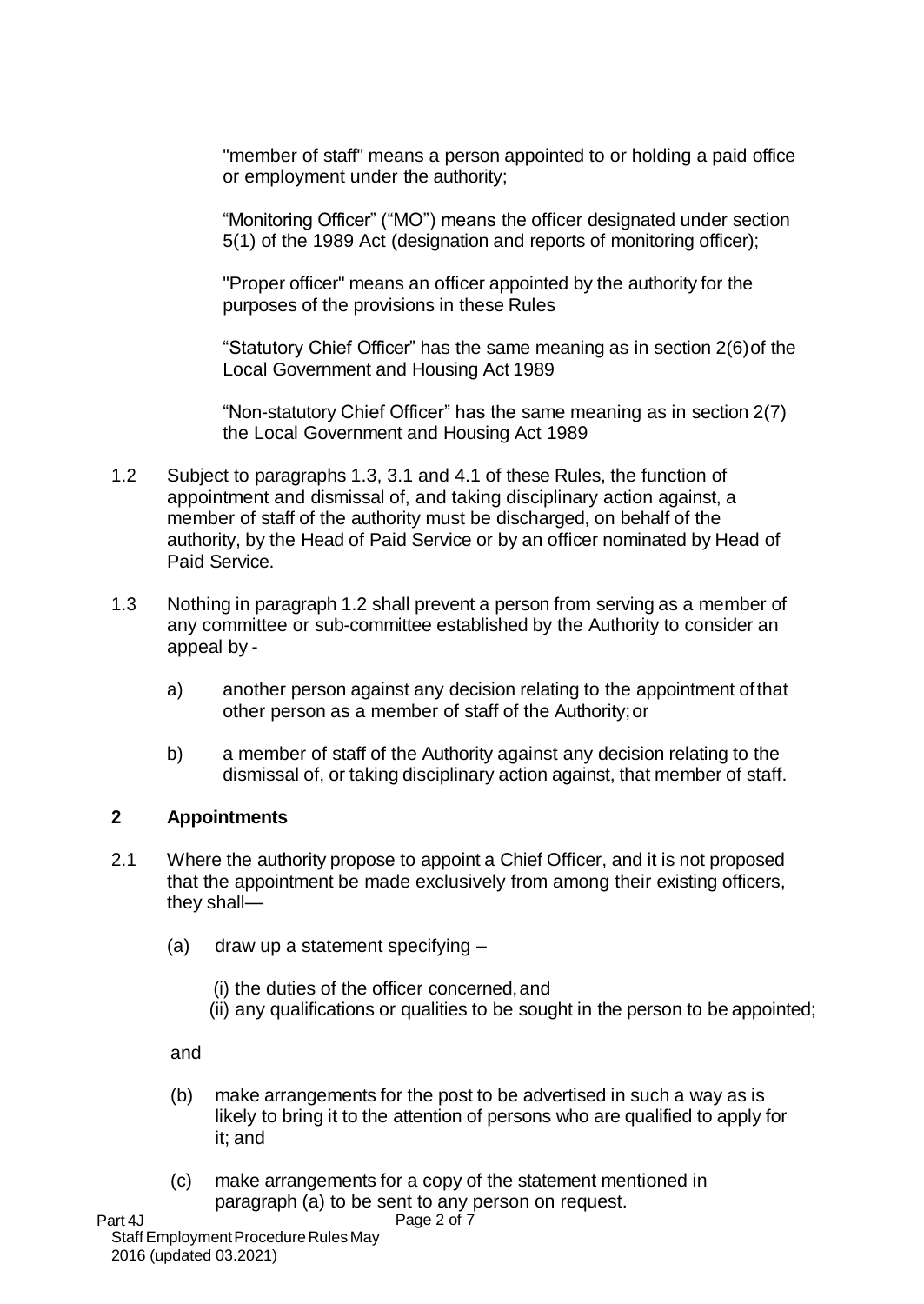"member of staff" means a person appointed to or holding a paid office or employment under the authority;

"Monitoring Officer" ("MO") means the officer designated under section 5(1) of the 1989 Act (designation and reports of monitoring officer);

"Proper officer" means an officer appointed by the authority for the purposes of the provisions in these Rules

"Statutory Chief Officer" has the same meaning as in section 2(6) of the Local Government and Housing Act 1989

"Non-statutory Chief Officer" has the same meaning as in section 2(7) the Local Government and Housing Act 1989

1.2 Subject to paragraphs 1.3, 3.1 and 4.1 of these Rules, the function of appointment and dismissal of, and taking disciplinary action against, a member of staff of the authority must be discharged, on behalf of the authority, by the Head of Paid Service or by an officer nominated by Head of Paid Service.

1.3 Nothing in paragraph 1.2 shall prevent a person from serving as a member of any committee or sub-committee established by the Authority to consider an appeal by -

a) another person against any decision relating to the appointment of that other person as a member of staff of the Authority; or

b) a member of staff of the Authority against any decision relating to the dismissal of, or taking disciplinary action against, that member of staff.

## 2 Appointments

2.1 Where the authority propose to appoint a Chief Officer, and it is not proposed that the appointment be made exclusively from among their existing officers, they shall—

(a) draw up a statement specifying –

(i) the duties of the officer concerned, and
(ii) any qualifications or qualities to be sought in the person to be appointed;

and

(b) make arrangements for the post to be advertised in such a way as is likely to bring it to the attention of persons who are qualified to apply for it; and

(c) make arrangements for a copy of the statement mentioned in paragraph (a) to be sent to any person on request.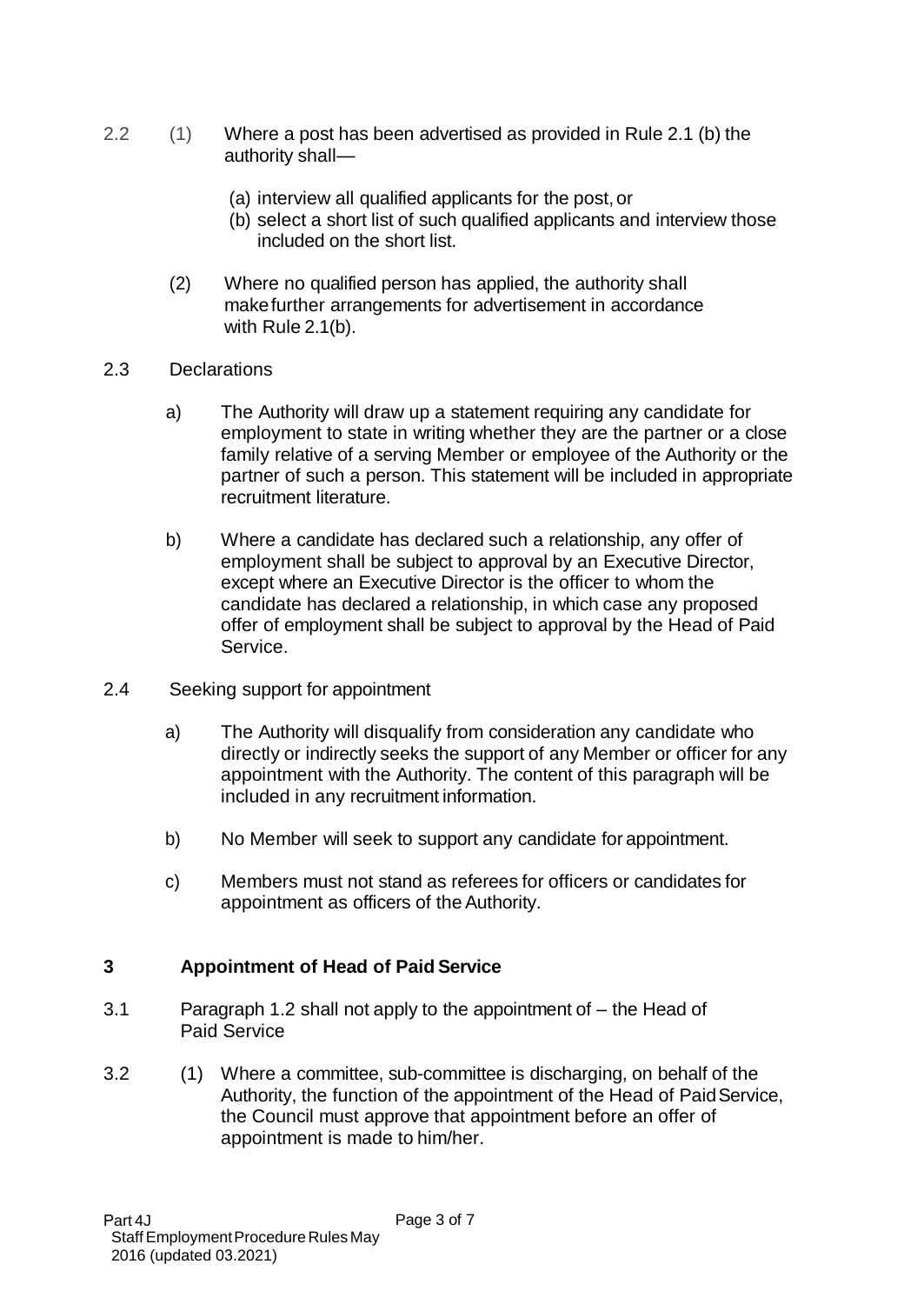2.2 (1) Where a post has been advertised as provided in Rule 2.1 (b) the authority shall—

(a) interview all qualified applicants for the post, or
(b) select a short list of such qualified applicants and interview those included on the short list.

(2) Where no qualified person has applied, the authority shall make further arrangements for advertisement in accordance with Rule 2.1(b).

2.3 Declarations

a) The Authority will draw up a statement requiring any candidate for employment to state in writing whether they are the partner or a close family relative of a serving Member or employee of the Authority or the partner of such a person. This statement will be included in appropriate recruitment literature.

b) Where a candidate has declared such a relationship, any offer of employment shall be subject to approval by an Executive Director, except where an Executive Director is the officer to whom the candidate has declared a relationship, in which case any proposed offer of employment shall be subject to approval by the Head of Paid Service.

2.4 Seeking support for appointment

a) The Authority will disqualify from consideration any candidate who directly or indirectly seeks the support of any Member or officer for any appointment with the Authority. The content of this paragraph will be included in any recruitment information.

b) No Member will seek to support any candidate for appointment.

c) Members must not stand as referees for officers or candidates for appointment as officers of the Authority.

## 3 Appointment of Head of Paid Service

3.1 Paragraph 1.2 shall not apply to the appointment of – the Head of Paid Service

3.2 (1) Where a committee, sub-committee is discharging, on behalf of the Authority, the function of the appointment of the Head of Paid Service, the Council must approve that appointment before an offer of appointment is made to him/her.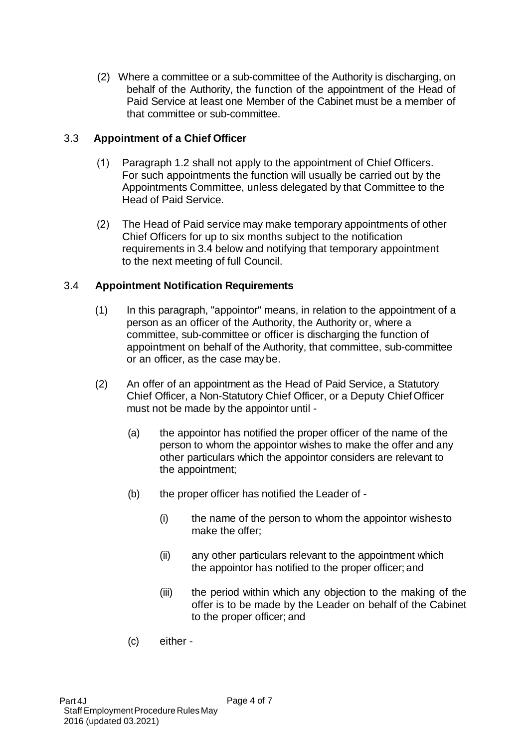(2) Where a committee or a sub-committee of the Authority is discharging, on behalf of the Authority, the function of the appointment of the Head of Paid Service at least one Member of the Cabinet must be a member of that committee or sub-committee.

### 3.3 Appointment of a Chief Officer

(1) Paragraph 1.2 shall not apply to the appointment of Chief Officers. For such appointments the function will usually be carried out by the Appointments Committee, unless delegated by that Committee to the Head of Paid Service.

(2) The Head of Paid service may make temporary appointments of other Chief Officers for up to six months subject to the notification requirements in 3.4 below and notifying that temporary appointment to the next meeting of full Council.

### 3.4 Appointment Notification Requirements

(1) In this paragraph, "appointor" means, in relation to the appointment of a person as an officer of the Authority, the Authority or, where a committee, sub-committee or officer is discharging the function of appointment on behalf of the Authority, that committee, sub-committee or an officer, as the case may be.

(2) An offer of an appointment as the Head of Paid Service, a Statutory Chief Officer, a Non-Statutory Chief Officer, or a Deputy Chief Officer must not be made by the appointor until -

(a) the appointor has notified the proper officer of the name of the person to whom the appointor wishes to make the offer and any other particulars which the appointor considers are relevant to the appointment;

(b) the proper officer has notified the Leader of -

(i) the name of the person to whom the appointor wishes to make the offer;

(ii) any other particulars relevant to the appointment which the appointor has notified to the proper officer; and

(iii) the period within which any objection to the making of the offer is to be made by the Leader on behalf of the Cabinet to the proper officer; and

(c) either -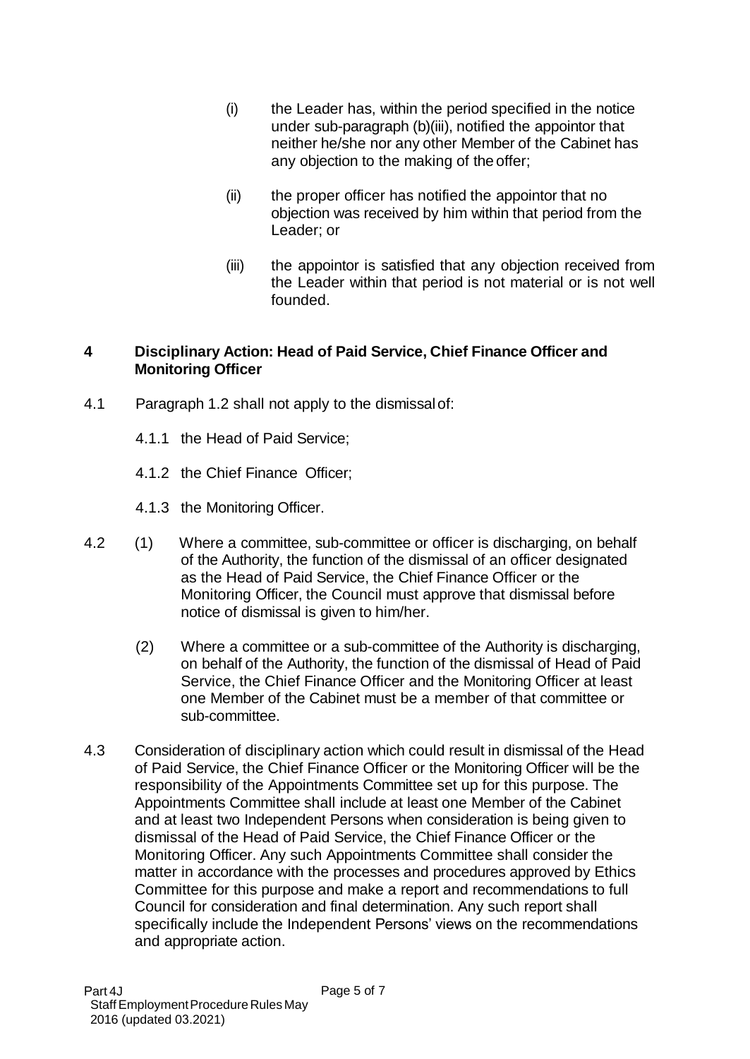(i) the Leader has, within the period specified in the notice under sub-paragraph (b)(iii), notified the appointor that neither he/she nor any other Member of the Cabinet has any objection to the making of the offer;

(ii) the proper officer has notified the appointor that no objection was received by him within that period from the Leader; or

(iii) the appointor is satisfied that any objection received from the Leader within that period is not material or is not well founded.

## 4 Disciplinary Action: Head of Paid Service, Chief Finance Officer and Monitoring Officer

4.1 Paragraph 1.2 shall not apply to the dismissal of:

- 4.1.1 the Head of Paid Service;
- 4.1.2 the Chief Finance Officer;
- 4.1.3 the Monitoring Officer.

4.2 (1) Where a committee, sub-committee or officer is discharging, on behalf of the Authority, the function of the dismissal of an officer designated as the Head of Paid Service, the Chief Finance Officer or the Monitoring Officer, the Council must approve that dismissal before notice of dismissal is given to him/her.

(2) Where a committee or a sub-committee of the Authority is discharging, on behalf of the Authority, the function of the dismissal of Head of Paid Service, the Chief Finance Officer and the Monitoring Officer at least one Member of the Cabinet must be a member of that committee or sub-committee.

4.3 Consideration of disciplinary action which could result in dismissal of the Head of Paid Service, the Chief Finance Officer or the Monitoring Officer will be the responsibility of the Appointments Committee set up for this purpose. The Appointments Committee shall include at least one Member of the Cabinet and at least two Independent Persons when consideration is being given to dismissal of the Head of Paid Service, the Chief Finance Officer or the Monitoring Officer. Any such Appointments Committee shall consider the matter in accordance with the processes and procedures approved by Ethics Committee for this purpose and make a report and recommendations to full Council for consideration and final determination. Any such report shall specifically include the Independent Persons' views on the recommendations and appropriate action.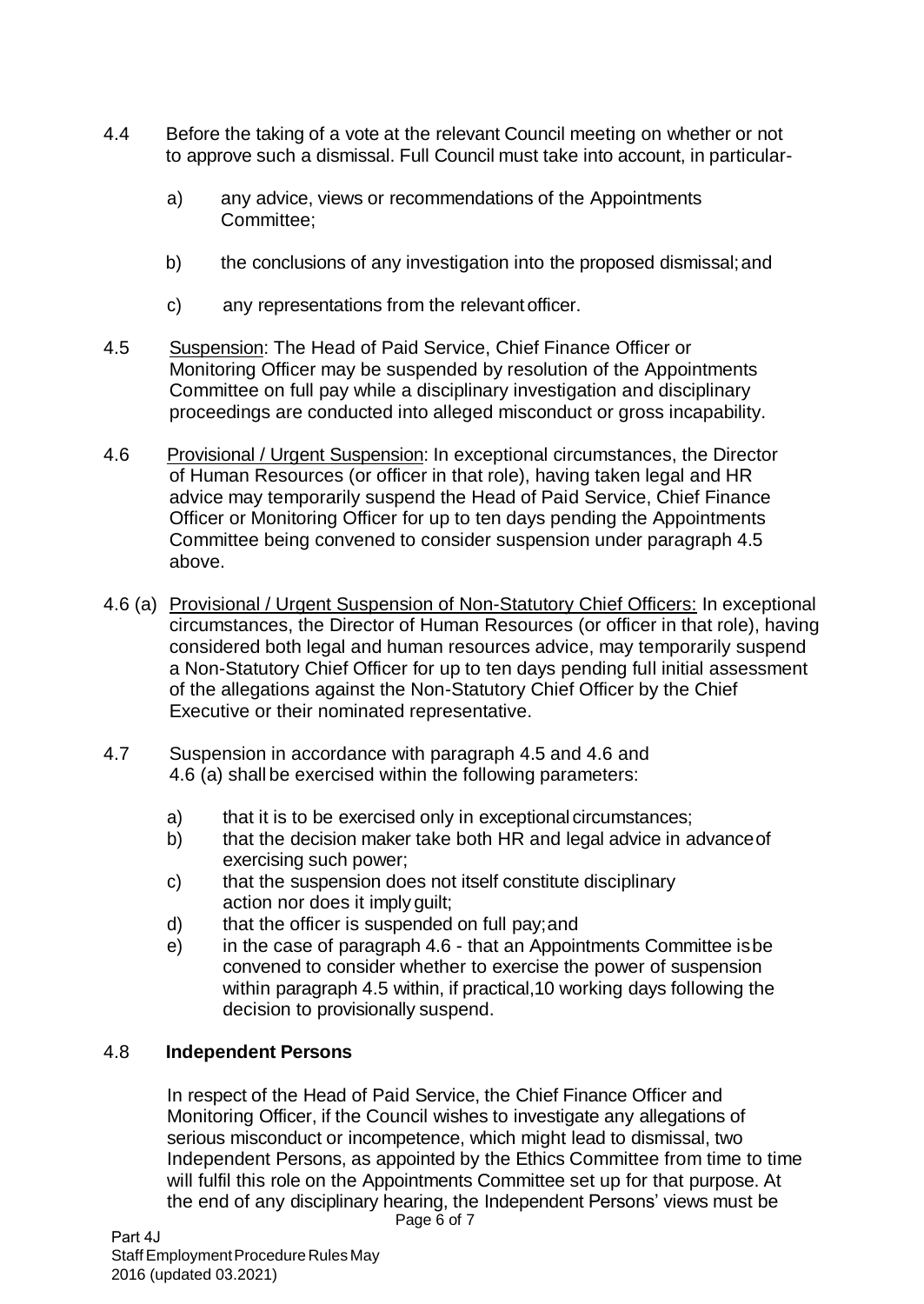4.4 Before the taking of a vote at the relevant Council meeting on whether or not to approve such a dismissal. Full Council must take into account, in particular-

a) any advice, views or recommendations of the Appointments Committee;

b) the conclusions of any investigation into the proposed dismissal; and

c) any representations from the relevant officer.

4.5 Suspension: The Head of Paid Service, Chief Finance Officer or Monitoring Officer may be suspended by resolution of the Appointments Committee on full pay while a disciplinary investigation and disciplinary proceedings are conducted into alleged misconduct or gross incapability.

4.6 Provisional / Urgent Suspension: In exceptional circumstances, the Director of Human Resources (or officer in that role), having taken legal and HR advice may temporarily suspend the Head of Paid Service, Chief Finance Officer or Monitoring Officer for up to ten days pending the Appointments Committee being convened to consider suspension under paragraph 4.5 above.

4.6 (a) Provisional / Urgent Suspension of Non-Statutory Chief Officers: In exceptional circumstances, the Director of Human Resources (or officer in that role), having considered both legal and human resources advice, may temporarily suspend a Non-Statutory Chief Officer for up to ten days pending full initial assessment of the allegations against the Non-Statutory Chief Officer by the Chief Executive or their nominated representative.

4.7 Suspension in accordance with paragraph 4.5 and 4.6 and 4.6 (a) shall be exercised within the following parameters:

a) that it is to be exercised only in exceptional circumstances;
b) that the decision maker take both HR and legal advice in advance of exercising such power;
c) that the suspension does not itself constitute disciplinary action nor does it imply guilt;
d) that the officer is suspended on full pay; and
e) in the case of paragraph 4.6 - that an Appointments Committee is be convened to consider whether to exercise the power of suspension within paragraph 4.5 within, if practical, 10 working days following the decision to provisionally suspend.

4.8 **Independent Persons**

In respect of the Head of Paid Service, the Chief Finance Officer and Monitoring Officer, if the Council wishes to investigate any allegations of serious misconduct or incompetence, which might lead to dismissal, two Independent Persons, as appointed by the Ethics Committee from time to time will fulfil this role on the Appointments Committee set up for that purpose. At the end of any disciplinary hearing, the Independent Persons' views must be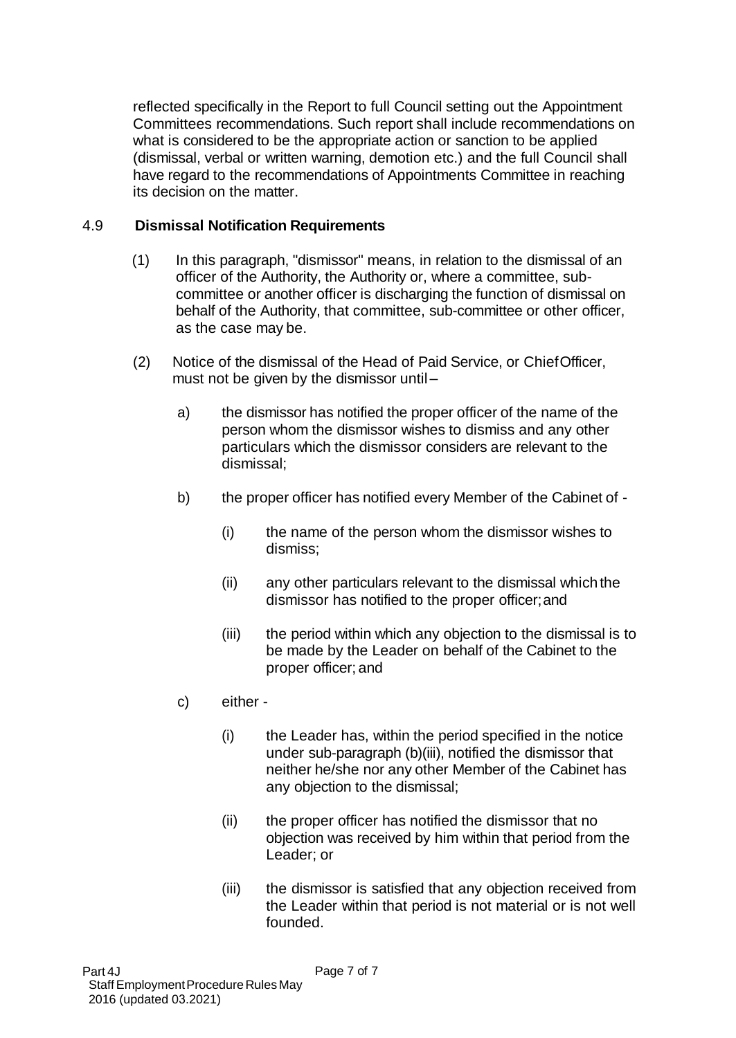reflected specifically in the Report to full Council setting out the Appointment Committees recommendations. Such report shall include recommendations on what is considered to be the appropriate action or sanction to be applied (dismissal, verbal or written warning, demotion etc.) and the full Council shall have regard to the recommendations of Appointments Committee in reaching its decision on the matter.

4.9 **Dismissal Notification Requirements**

(1) In this paragraph, "dismissor" means, in relation to the dismissal of an officer of the Authority, the Authority or, where a committee, sub-committee or another officer is discharging the function of dismissal on behalf of the Authority, that committee, sub-committee or other officer, as the case may be.

(2) Notice of the dismissal of the Head of Paid Service, or Chief Officer, must not be given by the dismissor until –

a) the dismissor has notified the proper officer of the name of the person whom the dismissor wishes to dismiss and any other particulars which the dismissor considers are relevant to the dismissal;

b) the proper officer has notified every Member of the Cabinet of -

(i) the name of the person whom the dismissor wishes to dismiss;

(ii) any other particulars relevant to the dismissal which the dismissor has notified to the proper officer; and

(iii) the period within which any objection to the dismissal is to be made by the Leader on behalf of the Cabinet to the proper officer; and

c) either -

(i) the Leader has, within the period specified in the notice under sub-paragraph (b)(iii), notified the dismissor that neither he/she nor any other Member of the Cabinet has any objection to the dismissal;

(ii) the proper officer has notified the dismissor that no objection was received by him within that period from the Leader; or

(iii) the dismissor is satisfied that any objection received from the Leader within that period is not material or is not well founded.